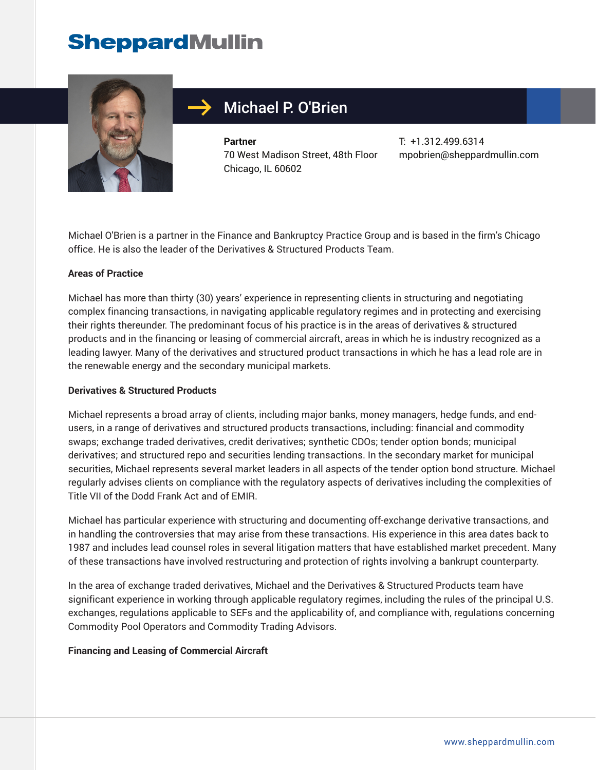# Michael P. O'Brien

**Partner**
70 West Madison Street, 48th Floor
Chicago, IL 60602

T: +1.312.499.6314
mpobrien@sheppardmullin.com

Michael O'Brien is a partner in the Finance and Bankruptcy Practice Group and is based in the firm's Chicago office. He is also the leader of the Derivatives & Structured Products Team.

## Areas of Practice

Michael has more than thirty (30) years' experience in representing clients in structuring and negotiating complex financing transactions, in navigating applicable regulatory regimes and in protecting and exercising their rights thereunder. The predominant focus of his practice is in the areas of derivatives & structured products and in the financing or leasing of commercial aircraft, areas in which he is industry recognized as a leading lawyer. Many of the derivatives and structured product transactions in which he has a lead role are in the renewable energy and the secondary municipal markets.

### Derivatives & Structured Products

Michael represents a broad array of clients, including major banks, money managers, hedge funds, and end-users, in a range of derivatives and structured products transactions, including: financial and commodity swaps; exchange traded derivatives, credit derivatives; synthetic CDOs; tender option bonds; municipal derivatives; and structured repo and securities lending transactions. In the secondary market for municipal securities, Michael represents several market leaders in all aspects of the tender option bond structure. Michael regularly advises clients on compliance with the regulatory aspects of derivatives including the complexities of Title VII of the Dodd Frank Act and of EMIR.

Michael has particular experience with structuring and documenting off-exchange derivative transactions, and in handling the controversies that may arise from these transactions. His experience in this area dates back to 1987 and includes lead counsel roles in several litigation matters that have established market precedent. Many of these transactions have involved restructuring and protection of rights involving a bankrupt counterparty.

In the area of exchange traded derivatives, Michael and the Derivatives & Structured Products team have significant experience in working through applicable regulatory regimes, including the rules of the principal U.S. exchanges, regulations applicable to SEFs and the applicability of, and compliance with, regulations concerning Commodity Pool Operators and Commodity Trading Advisors.

### Financing and Leasing of Commercial Aircraft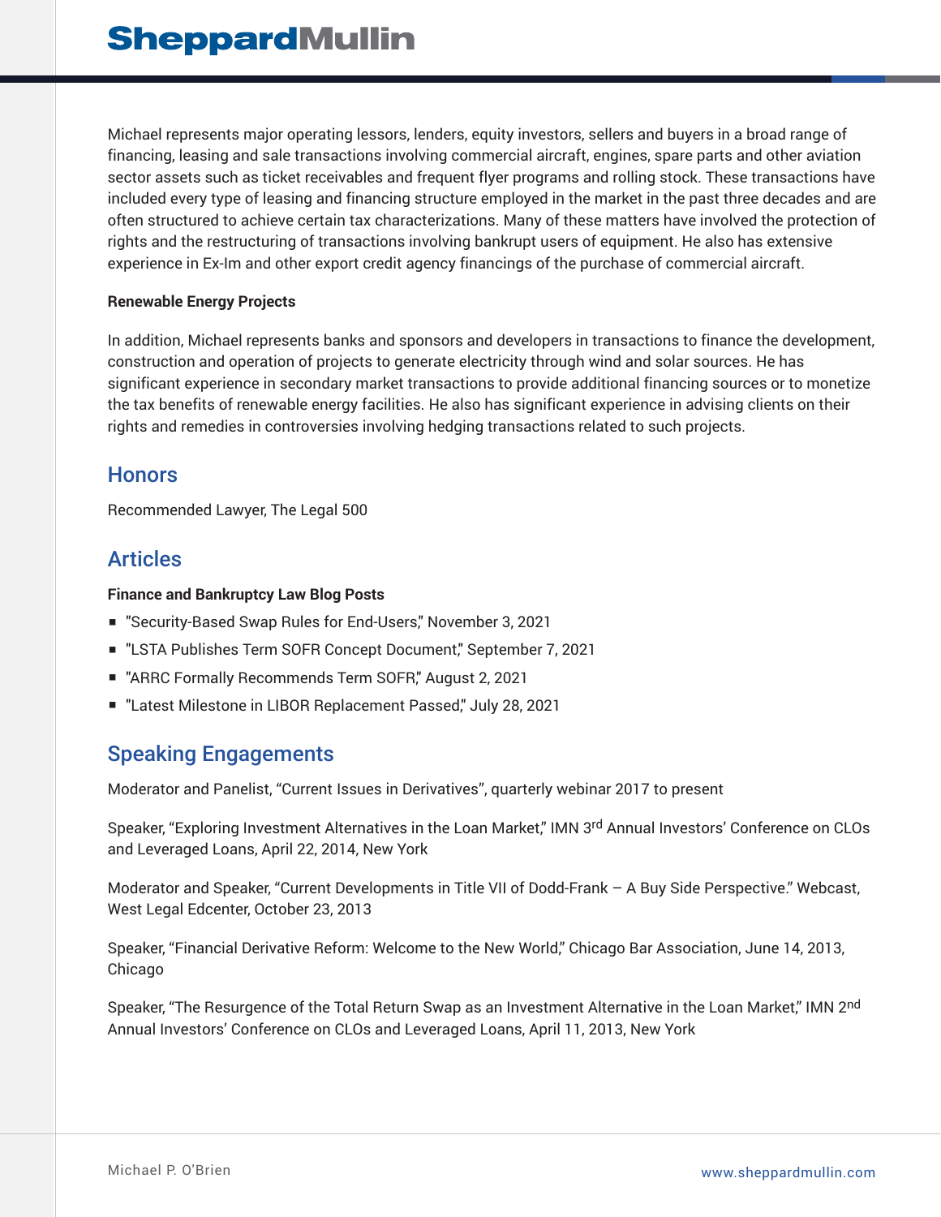Michael represents major operating lessors, lenders, equity investors, sellers and buyers in a broad range of financing, leasing and sale transactions involving commercial aircraft, engines, spare parts and other aviation sector assets such as ticket receivables and frequent flyer programs and rolling stock. These transactions have included every type of leasing and financing structure employed in the market in the past three decades and are often structured to achieve certain tax characterizations. Many of these matters have involved the protection of rights and the restructuring of transactions involving bankrupt users of equipment. He also has extensive experience in Ex-Im and other export credit agency financings of the purchase of commercial aircraft.

**Renewable Energy Projects**

In addition, Michael represents banks and sponsors and developers in transactions to finance the development, construction and operation of projects to generate electricity through wind and solar sources. He has significant experience in secondary market transactions to provide additional financing sources or to monetize the tax benefits of renewable energy facilities. He also has significant experience in advising clients on their rights and remedies in controversies involving hedging transactions related to such projects.

## Honors

Recommended Lawyer, The Legal 500

## Articles

**Finance and Bankruptcy Law Blog Posts**

- "Security-Based Swap Rules for End-Users," November 3, 2021
- "LSTA Publishes Term SOFR Concept Document," September 7, 2021
- "ARRC Formally Recommends Term SOFR," August 2, 2021
- "Latest Milestone in LIBOR Replacement Passed," July 28, 2021

## Speaking Engagements

Moderator and Panelist, "Current Issues in Derivatives", quarterly webinar 2017 to present

Speaker, "Exploring Investment Alternatives in the Loan Market," IMN 3rd Annual Investors' Conference on CLOs and Leveraged Loans, April 22, 2014, New York

Moderator and Speaker, "Current Developments in Title VII of Dodd-Frank – A Buy Side Perspective." Webcast, West Legal Edcenter, October 23, 2013

Speaker, "Financial Derivative Reform: Welcome to the New World," Chicago Bar Association, June 14, 2013, Chicago

Speaker, "The Resurgence of the Total Return Swap as an Investment Alternative in the Loan Market," IMN 2nd Annual Investors' Conference on CLOs and Leveraged Loans, April 11, 2013, New York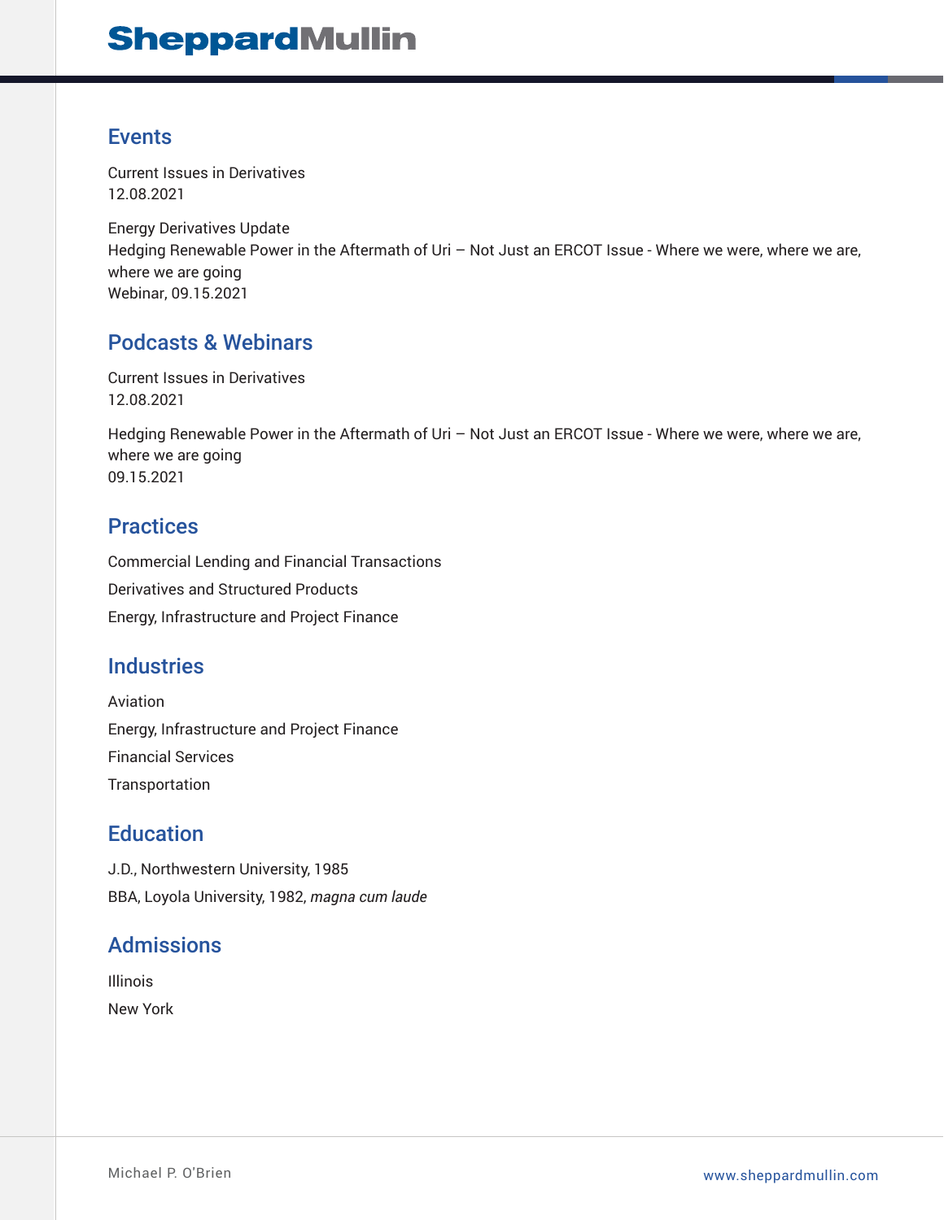## Events

Current Issues in Derivatives
12.08.2021

Energy Derivatives Update
Hedging Renewable Power in the Aftermath of Uri – Not Just an ERCOT Issue - Where we were, where we are, where we are going
Webinar, 09.15.2021

## Podcasts & Webinars

Current Issues in Derivatives
12.08.2021

Hedging Renewable Power in the Aftermath of Uri – Not Just an ERCOT Issue - Where we were, where we are, where we are going
09.15.2021

## Practices

Commercial Lending and Financial Transactions

Derivatives and Structured Products

Energy, Infrastructure and Project Finance

## Industries

Aviation

Energy, Infrastructure and Project Finance

Financial Services

Transportation

## Education

J.D., Northwestern University, 1985

BBA, Loyola University, 1982, *magna cum laude*

## Admissions

Illinois

New York